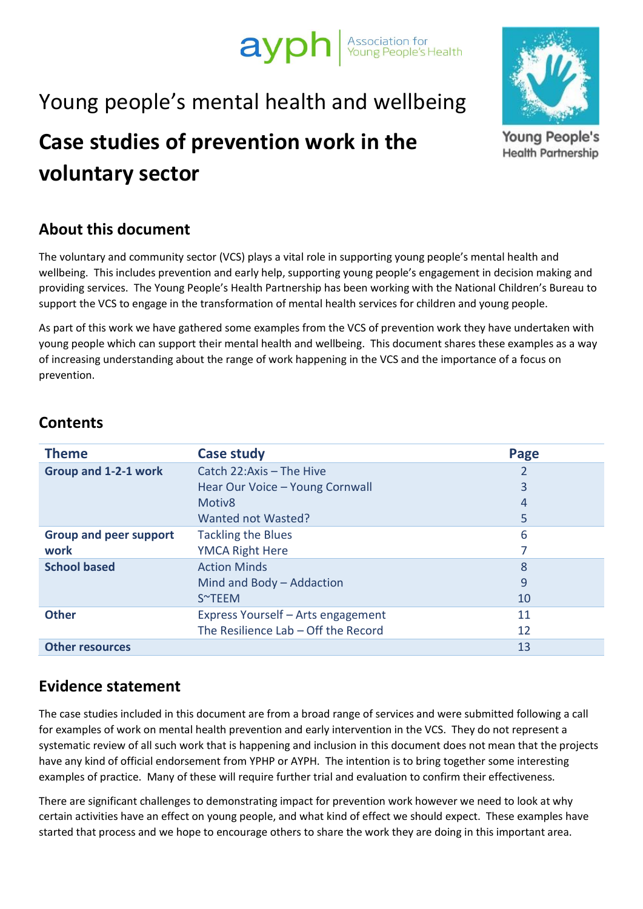ayph | Association for Young People's Health

Young People's Health Partnership

Young people's mental health and wellbeing

# Case studies of prevention work in the voluntary sector

## About this document

The voluntary and community sector (VCS) plays a vital role in supporting young people's mental health and wellbeing. This includes prevention and early help, supporting young people's engagement in decision making and providing services. The Young People's Health Partnership has been working with the National Children's Bureau to support the VCS to engage in the transformation of mental health services for children and young people.

As part of this work we have gathered some examples from the VCS of prevention work they have undertaken with young people which can support their mental health and wellbeing. This document shares these examples as a way of increasing understanding about the range of work happening in the VCS and the importance of a focus on prevention.

## Contents

| Theme | Case study | Page |
| --- | --- | --- |
| **Group and 1-2-1 work** | Catch 22:Axis – The Hive | 2 |
| | Hear Our Voice – Young Cornwall | 3 |
| | Motiv8 | 4 |
| | Wanted not Wasted? | 5 |
| **Group and peer support work** | Tackling the Blues | 6 |
| | YMCA Right Here | 7 |
| **School based** | Action Minds | 8 |
| | Mind and Body – Addaction | 9 |
| | S~TEEM | 10 |
| **Other** | Express Yourself – Arts engagement | 11 |
| | The Resilience Lab – Off the Record | 12 |
| **Other resources** | | 13 |

## Evidence statement

The case studies included in this document are from a broad range of services and were submitted following a call for examples of work on mental health prevention and early intervention in the VCS. They do not represent a systematic review of all such work that is happening and inclusion in this document does not mean that the projects have any kind of official endorsement from YPHP or AYPH. The intention is to bring together some interesting examples of practice. Many of these will require further trial and evaluation to confirm their effectiveness.

There are significant challenges to demonstrating impact for prevention work however we need to look at why certain activities have an effect on young people, and what kind of effect we should expect. These examples have started that process and we hope to encourage others to share the work they are doing in this important area.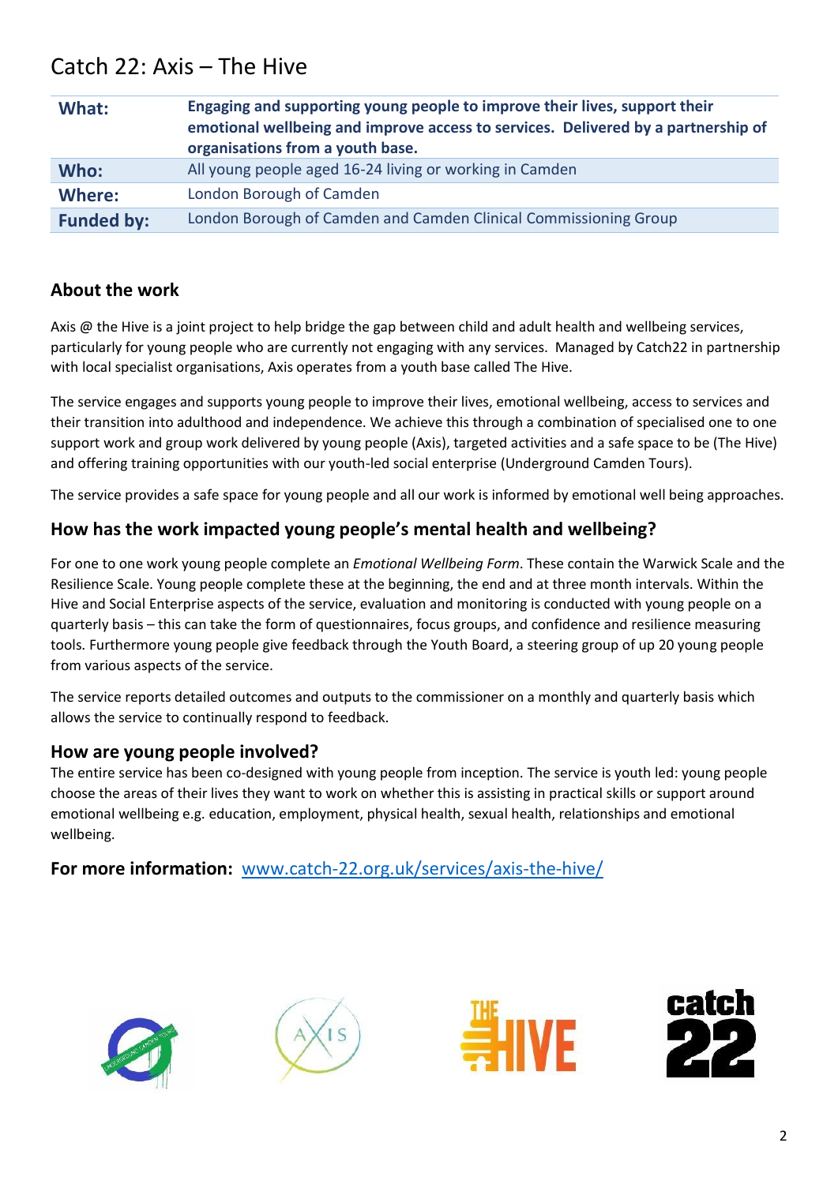# Catch 22: Axis – The Hive

| | |
|---|---|
| **What:** | **Engaging and supporting young people to improve their lives, support their emotional wellbeing and improve access to services. Delivered by a partnership of organisations from a youth base.** |
| **Who:** | All young people aged 16-24 living or working in Camden |
| **Where:** | London Borough of Camden |
| **Funded by:** | London Borough of Camden and Camden Clinical Commissioning Group |

## About the work

Axis @ the Hive is a joint project to help bridge the gap between child and adult health and wellbeing services, particularly for young people who are currently not engaging with any services. Managed by Catch22 in partnership with local specialist organisations, Axis operates from a youth base called The Hive.

The service engages and supports young people to improve their lives, emotional wellbeing, access to services and their transition into adulthood and independence. We achieve this through a combination of specialised one to one support work and group work delivered by young people (Axis), targeted activities and a safe space to be (The Hive) and offering training opportunities with our youth-led social enterprise (Underground Camden Tours).

The service provides a safe space for young people and all our work is informed by emotional well being approaches.

## How has the work impacted young people's mental health and wellbeing?

For one to one work young people complete an *Emotional Wellbeing Form*. These contain the Warwick Scale and the Resilience Scale. Young people complete these at the beginning, the end and at three month intervals. Within the Hive and Social Enterprise aspects of the service, evaluation and monitoring is conducted with young people on a quarterly basis – this can take the form of questionnaires, focus groups, and confidence and resilience measuring tools. Furthermore young people give feedback through the Youth Board, a steering group of up 20 young people from various aspects of the service.

The service reports detailed outcomes and outputs to the commissioner on a monthly and quarterly basis which allows the service to continually respond to feedback.

## How are young people involved?

The entire service has been co-designed with young people from inception. The service is youth led: young people choose the areas of their lives they want to work on whether this is assisting in practical skills or support around emotional wellbeing e.g. education, employment, physical health, sexual health, relationships and emotional wellbeing.

**For more information:** [www.catch-22.org.uk/services/axis-the-hive/](www.catch-22.org.uk/services/axis-the-hive/)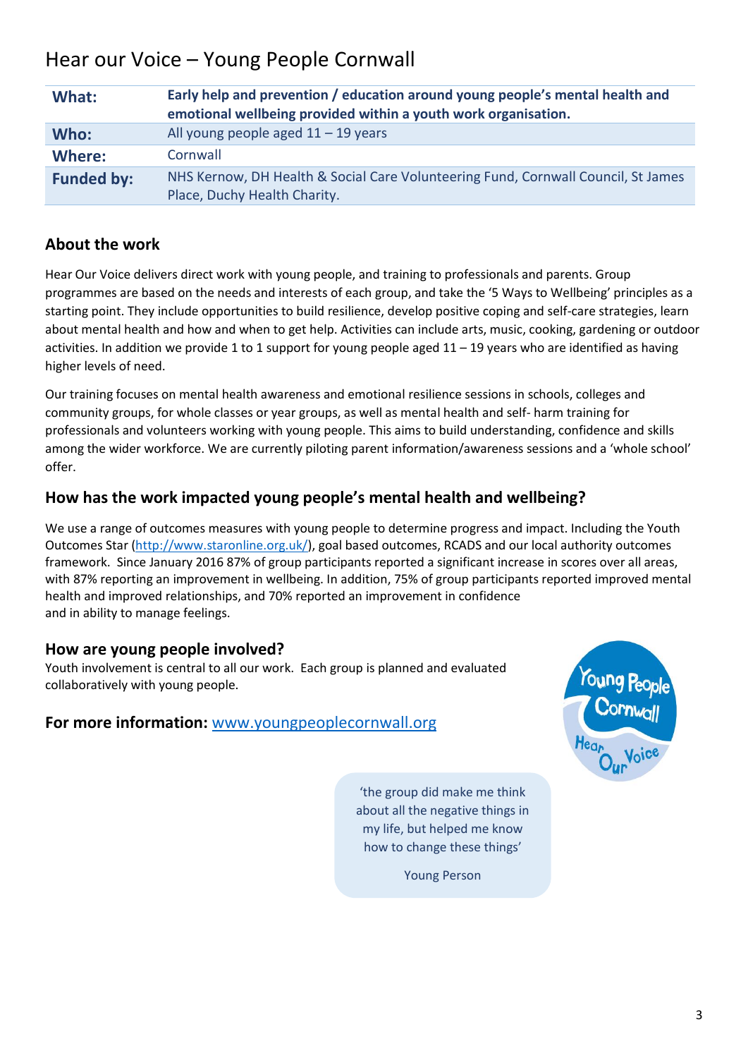# Hear our Voice – Young People Cornwall

| | |
|---|---|
| **What:** | **Early help and prevention / education around young people's mental health and emotional wellbeing provided within a youth work organisation.** |
| **Who:** | All young people aged 11 – 19 years |
| **Where:** | Cornwall |
| **Funded by:** | NHS Kernow, DH Health & Social Care Volunteering Fund, Cornwall Council, St James Place, Duchy Health Charity. |

## About the work

Hear Our Voice delivers direct work with young people, and training to professionals and parents. Group programmes are based on the needs and interests of each group, and take the '5 Ways to Wellbeing' principles as a starting point. They include opportunities to build resilience, develop positive coping and self-care strategies, learn about mental health and how and when to get help. Activities can include arts, music, cooking, gardening or outdoor activities. In addition we provide 1 to 1 support for young people aged 11 – 19 years who are identified as having higher levels of need.

Our training focuses on mental health awareness and emotional resilience sessions in schools, colleges and community groups, for whole classes or year groups, as well as mental health and self- harm training for professionals and volunteers working with young people. This aims to build understanding, confidence and skills among the wider workforce. We are currently piloting parent information/awareness sessions and a 'whole school' offer.

## How has the work impacted young people's mental health and wellbeing?

We use a range of outcomes measures with young people to determine progress and impact. Including the Youth Outcomes Star (http://www.staronline.org.uk/), goal based outcomes, RCADS and our local authority outcomes framework. Since January 2016 87% of group participants reported a significant increase in scores over all areas, with 87% reporting an improvement in wellbeing. In addition, 75% of group participants reported improved mental health and improved relationships, and 70% reported an improvement in confidence and in ability to manage feelings.

## How are young people involved?

Youth involvement is central to all our work. Each group is planned and evaluated collaboratively with young people.

**For more information:** www.youngpeoplecornwall.org

> 'the group did make me think about all the negative things in my life, but helped me know how to change these things'
>
> Young Person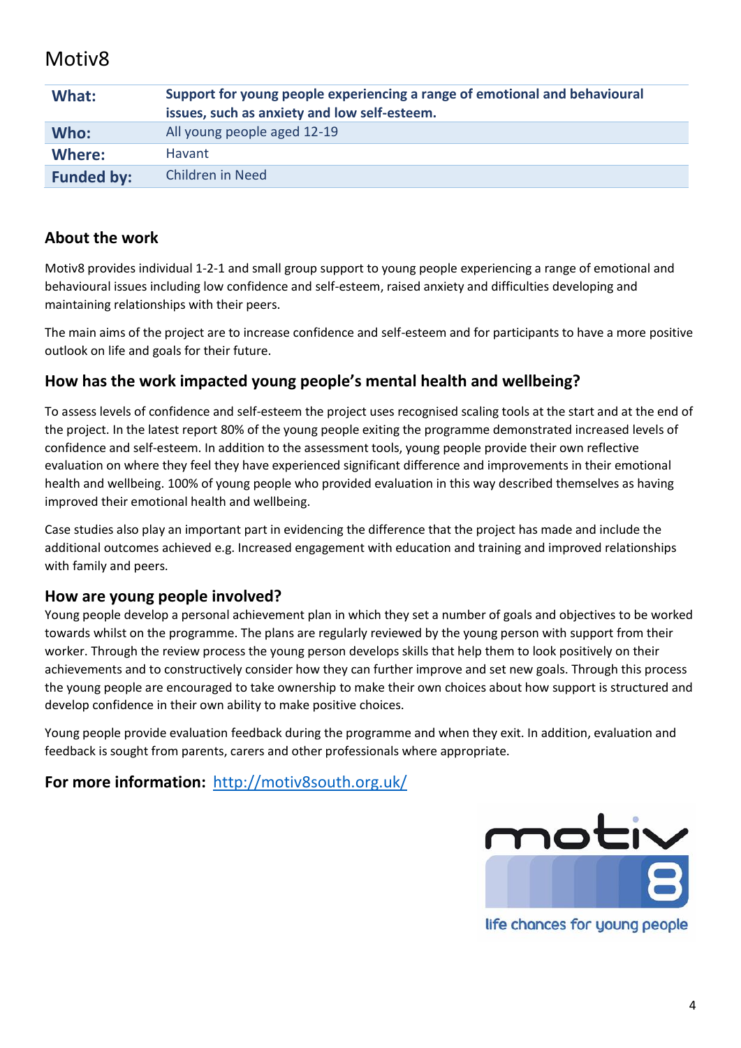# Motiv8

| | |
|---|---|
| **What:** | **Support for young people experiencing a range of emotional and behavioural issues, such as anxiety and low self-esteem.** |
| **Who:** | All young people aged 12-19 |
| **Where:** | Havant |
| **Funded by:** | Children in Need |

## About the work

Motiv8 provides individual 1-2-1 and small group support to young people experiencing a range of emotional and behavioural issues including low confidence and self-esteem, raised anxiety and difficulties developing and maintaining relationships with their peers.

The main aims of the project are to increase confidence and self-esteem and for participants to have a more positive outlook on life and goals for their future.

## How has the work impacted young people's mental health and wellbeing?

To assess levels of confidence and self-esteem the project uses recognised scaling tools at the start and at the end of the project. In the latest report 80% of the young people exiting the programme demonstrated increased levels of confidence and self-esteem. In addition to the assessment tools, young people provide their own reflective evaluation on where they feel they have experienced significant difference and improvements in their emotional health and wellbeing. 100% of young people who provided evaluation in this way described themselves as having improved their emotional health and wellbeing.

Case studies also play an important part in evidencing the difference that the project has made and include the additional outcomes achieved e.g. Increased engagement with education and training and improved relationships with family and peers.

## How are young people involved?

Young people develop a personal achievement plan in which they set a number of goals and objectives to be worked towards whilst on the programme. The plans are regularly reviewed by the young person with support from their worker. Through the review process the young person develops skills that help them to look positively on their achievements and to constructively consider how they can further improve and set new goals. Through this process the young people are encouraged to take ownership to make their own choices about how support is structured and develop confidence in their own ability to make positive choices.

Young people provide evaluation feedback during the programme and when they exit. In addition, evaluation and feedback is sought from parents, carers and other professionals where appropriate.

**For more information:** [http://motiv8south.org.uk/](http://motiv8south.org.uk/)

motiv8

life chances for young people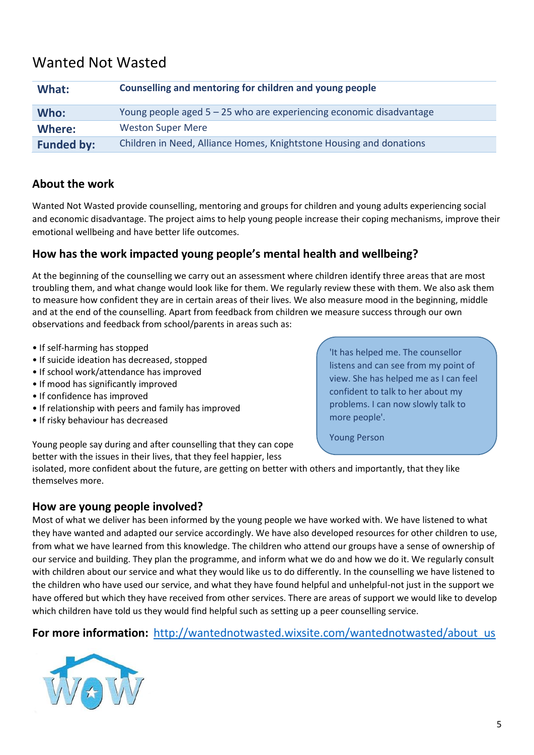# Wanted Not Wasted

| What: | Counselling and mentoring for children and young people |
|---|---|
| Who: | Young people aged 5 – 25 who are experiencing economic disadvantage |
| Where: | Weston Super Mere |
| Funded by: | Children in Need, Alliance Homes, Knightstone Housing and donations |

## About the work

Wanted Not Wasted provide counselling, mentoring and groups for children and young adults experiencing social and economic disadvantage. The project aims to help young people increase their coping mechanisms, improve their emotional wellbeing and have better life outcomes.

## How has the work impacted young people's mental health and wellbeing?

At the beginning of the counselling we carry out an assessment where children identify three areas that are most troubling them, and what change would look like for them. We regularly review these with them. We also ask them to measure how confident they are in certain areas of their lives. We also measure mood in the beginning, middle and at the end of the counselling. Apart from feedback from children we measure success through our own observations and feedback from school/parents in areas such as:

- If self-harming has stopped
- If suicide ideation has decreased, stopped
- If school work/attendance has improved
- If mood has significantly improved
- If confidence has improved
- If relationship with peers and family has improved
- If risky behaviour has decreased

> 'It has helped me. The counsellor listens and can see from my point of view. She has helped me as I can feel confident to talk to her about my problems. I can now slowly talk to more people'.
>
> Young Person

Young people say during and after counselling that they can cope better with the issues in their lives, that they feel happier, less isolated, more confident about the future, are getting on better with others and importantly, that they like themselves more.

## How are young people involved?

Most of what we deliver has been informed by the young people we have worked with. We have listened to what they have wanted and adapted our service accordingly. We have also developed resources for other children to use, from what we have learned from this knowledge. The children who attend our groups have a sense of ownership of our service and building. They plan the programme, and inform what we do and how we do it. We regularly consult with children about our service and what they would like us to do differently. In the counselling we have listened to the children who have used our service, and what they have found helpful and unhelpful-not just in the support we have offered but which they have received from other services. There are areas of support we would like to develop which children have told us they would find helpful such as setting up a peer counselling service.

**For more information:** http://wantednotwasted.wixsite.com/wantednotwasted/about_us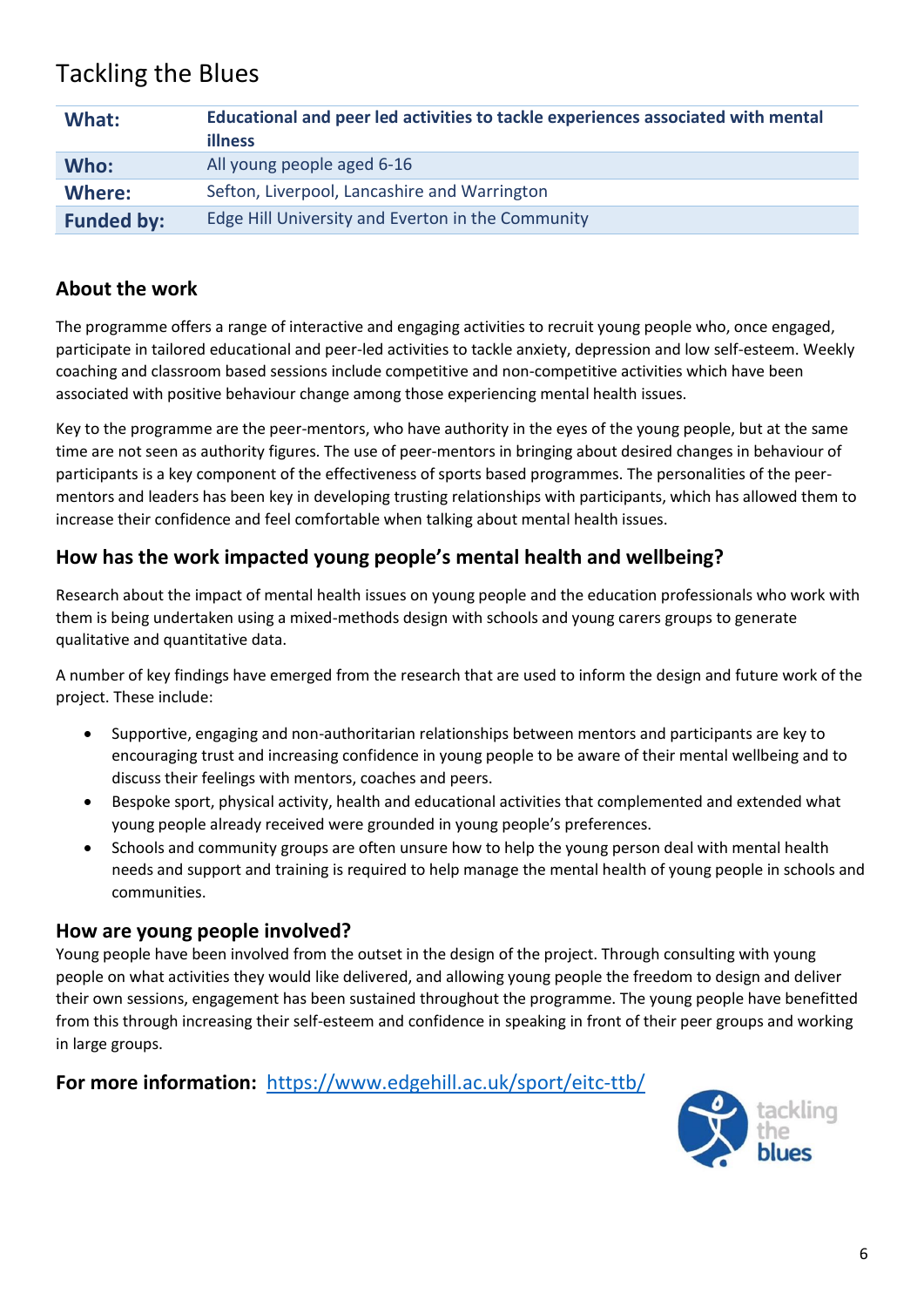# Tackling the Blues

| | |
|---|---|
| **What:** | **Educational and peer led activities to tackle experiences associated with mental illness** |
| **Who:** | All young people aged 6-16 |
| **Where:** | Sefton, Liverpool, Lancashire and Warrington |
| **Funded by:** | Edge Hill University and Everton in the Community |

## About the work

The programme offers a range of interactive and engaging activities to recruit young people who, once engaged, participate in tailored educational and peer-led activities to tackle anxiety, depression and low self-esteem. Weekly coaching and classroom based sessions include competitive and non-competitive activities which have been associated with positive behaviour change among those experiencing mental health issues.

Key to the programme are the peer-mentors, who have authority in the eyes of the young people, but at the same time are not seen as authority figures. The use of peer-mentors in bringing about desired changes in behaviour of participants is a key component of the effectiveness of sports based programmes. The personalities of the peer-mentors and leaders has been key in developing trusting relationships with participants, which has allowed them to increase their confidence and feel comfortable when talking about mental health issues.

## How has the work impacted young people's mental health and wellbeing?

Research about the impact of mental health issues on young people and the education professionals who work with them is being undertaken using a mixed-methods design with schools and young carers groups to generate qualitative and quantitative data.

A number of key findings have emerged from the research that are used to inform the design and future work of the project. These include:

- Supportive, engaging and non-authoritarian relationships between mentors and participants are key to encouraging trust and increasing confidence in young people to be aware of their mental wellbeing and to discuss their feelings with mentors, coaches and peers.
- Bespoke sport, physical activity, health and educational activities that complemented and extended what young people already received were grounded in young people's preferences.
- Schools and community groups are often unsure how to help the young person deal with mental health needs and support and training is required to help manage the mental health of young people in schools and communities.

## How are young people involved?

Young people have been involved from the outset in the design of the project. Through consulting with young people on what activities they would like delivered, and allowing young people the freedom to design and deliver their own sessions, engagement has been sustained throughout the programme. The young people have benefitted from this through increasing their self-esteem and confidence in speaking in front of their peer groups and working in large groups.

**For more information:** https://www.edgehill.ac.uk/sport/eitc-ttb/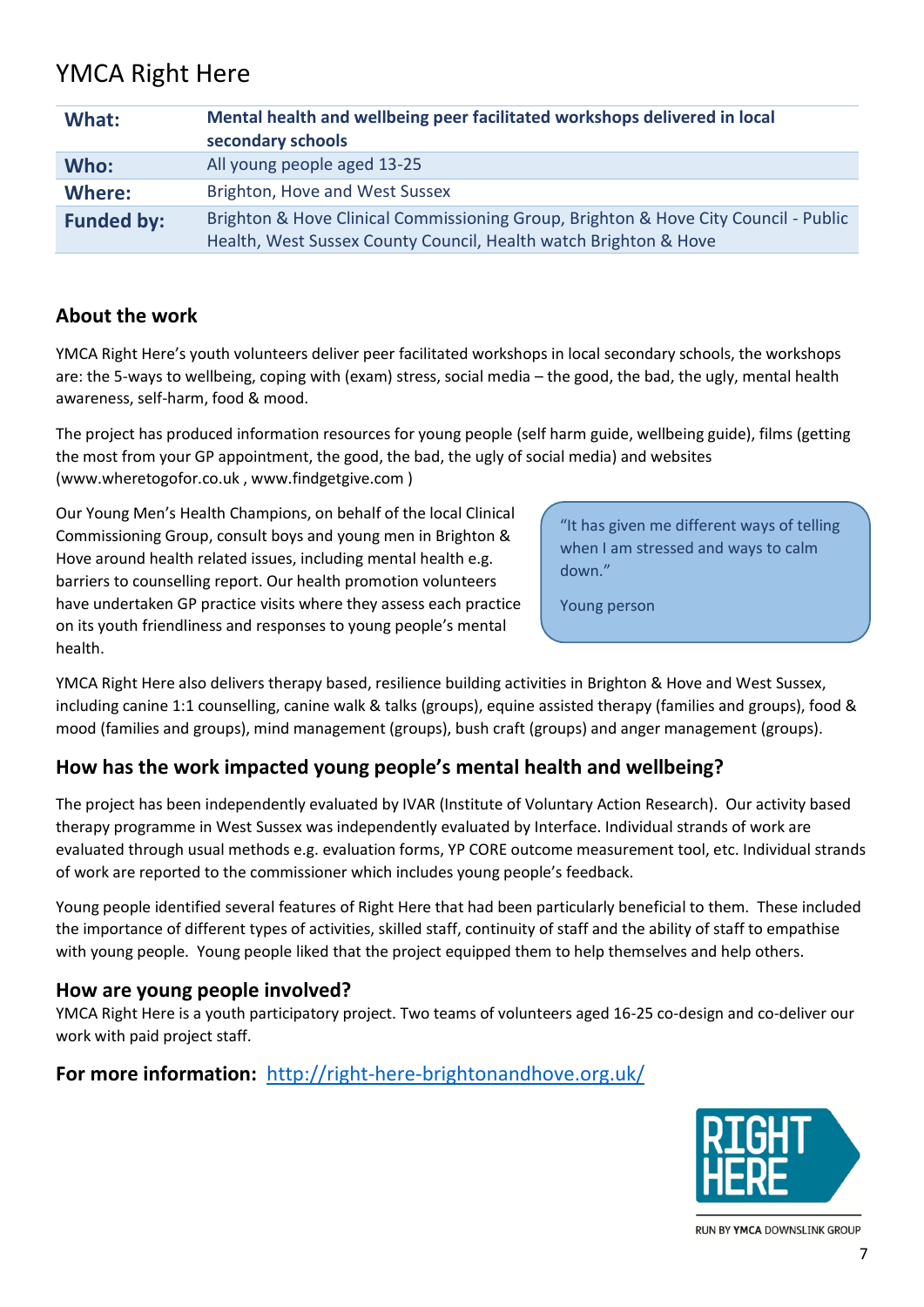# YMCA Right Here

| | |
|---|---|
| **What:** | **Mental health and wellbeing peer facilitated workshops delivered in local secondary schools** |
| **Who:** | All young people aged 13-25 |
| **Where:** | Brighton, Hove and West Sussex |
| **Funded by:** | Brighton & Hove Clinical Commissioning Group, Brighton & Hove City Council - Public Health, West Sussex County Council, Health watch Brighton & Hove |

## About the work

YMCA Right Here's youth volunteers deliver peer facilitated workshops in local secondary schools, the workshops are: the 5-ways to wellbeing, coping with (exam) stress, social media – the good, the bad, the ugly, mental health awareness, self-harm, food & mood.

The project has produced information resources for young people (self harm guide, wellbeing guide), films (getting the most from your GP appointment, the good, the bad, the ugly of social media) and websites (www.wheretogofor.co.uk , www.findgetgive.com )

Our Young Men's Health Champions, on behalf of the local Clinical Commissioning Group, consult boys and young men in Brighton & Hove around health related issues, including mental health e.g. barriers to counselling report. Our health promotion volunteers have undertaken GP practice visits where they assess each practice on its youth friendliness and responses to young people's mental health.

> "It has given me different ways of telling when I am stressed and ways to calm down."
>
> Young person

YMCA Right Here also delivers therapy based, resilience building activities in Brighton & Hove and West Sussex, including canine 1:1 counselling, canine walk & talks (groups), equine assisted therapy (families and groups), food & mood (families and groups), mind management (groups), bush craft (groups) and anger management (groups).

## How has the work impacted young people's mental health and wellbeing?

The project has been independently evaluated by IVAR (Institute of Voluntary Action Research). Our activity based therapy programme in West Sussex was independently evaluated by Interface. Individual strands of work are evaluated through usual methods e.g. evaluation forms, YP CORE outcome measurement tool, etc. Individual strands of work are reported to the commissioner which includes young people's feedback.

Young people identified several features of Right Here that had been particularly beneficial to them. These included the importance of different types of activities, skilled staff, continuity of staff and the ability of staff to empathise with young people. Young people liked that the project equipped them to help themselves and help others.

## How are young people involved?

YMCA Right Here is a youth participatory project. Two teams of volunteers aged 16-25 co-design and co-deliver our work with paid project staff.

**For more information:** http://right-here-brightonandhove.org.uk/

RIGHT HERE

RUN BY YMCA DOWNSLINK GROUP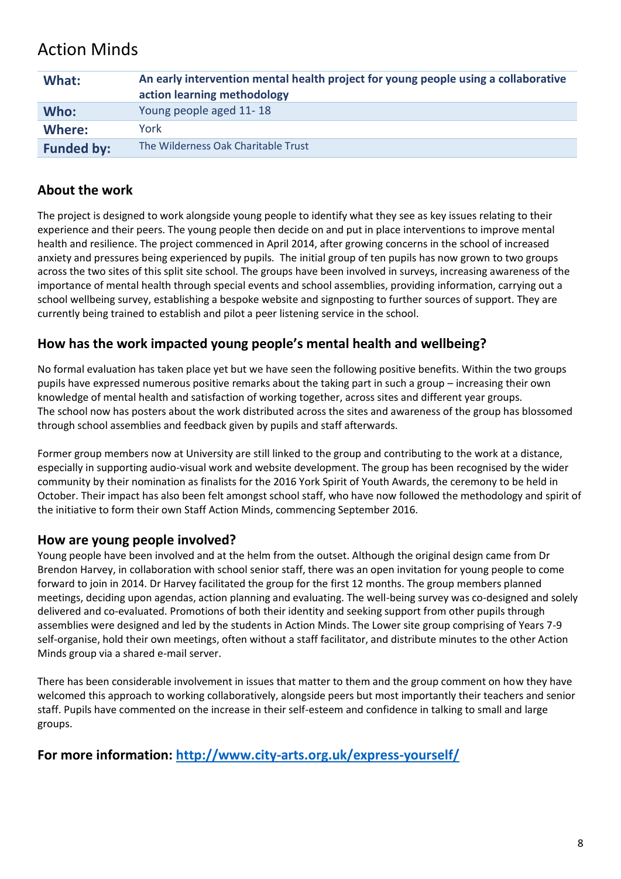# Action Minds

| | |
|---|---|
| **What:** | **An early intervention mental health project for young people using a collaborative action learning methodology** |
| **Who:** | Young people aged 11- 18 |
| **Where:** | York |
| **Funded by:** | The Wilderness Oak Charitable Trust |

## About the work

The project is designed to work alongside young people to identify what they see as key issues relating to their experience and their peers. The young people then decide on and put in place interventions to improve mental health and resilience. The project commenced in April 2014, after growing concerns in the school of increased anxiety and pressures being experienced by pupils. The initial group of ten pupils has now grown to two groups across the two sites of this split site school. The groups have been involved in surveys, increasing awareness of the importance of mental health through special events and school assemblies, providing information, carrying out a school wellbeing survey, establishing a bespoke website and signposting to further sources of support. They are currently being trained to establish and pilot a peer listening service in the school.

## How has the work impacted young people's mental health and wellbeing?

No formal evaluation has taken place yet but we have seen the following positive benefits. Within the two groups pupils have expressed numerous positive remarks about the taking part in such a group – increasing their own knowledge of mental health and satisfaction of working together, across sites and different year groups. The school now has posters about the work distributed across the sites and awareness of the group has blossomed through school assemblies and feedback given by pupils and staff afterwards.

Former group members now at University are still linked to the group and contributing to the work at a distance, especially in supporting audio-visual work and website development. The group has been recognised by the wider community by their nomination as finalists for the 2016 York Spirit of Youth Awards, the ceremony to be held in October. Their impact has also been felt amongst school staff, who have now followed the methodology and spirit of the initiative to form their own Staff Action Minds, commencing September 2016.

## How are young people involved?

Young people have been involved and at the helm from the outset. Although the original design came from Dr Brendon Harvey, in collaboration with school senior staff, there was an open invitation for young people to come forward to join in 2014. Dr Harvey facilitated the group for the first 12 months. The group members planned meetings, deciding upon agendas, action planning and evaluating. The well-being survey was co-designed and solely delivered and co-evaluated. Promotions of both their identity and seeking support from other pupils through assemblies were designed and led by the students in Action Minds. The Lower site group comprising of Years 7-9 self-organise, hold their own meetings, often without a staff facilitator, and distribute minutes to the other Action Minds group via a shared e-mail server.

There has been considerable involvement in issues that matter to them and the group comment on how they have welcomed this approach to working collaboratively, alongside peers but most importantly their teachers and senior staff. Pupils have commented on the increase in their self-esteem and confidence in talking to small and large groups.

## For more information: http://www.city-arts.org.uk/express-yourself/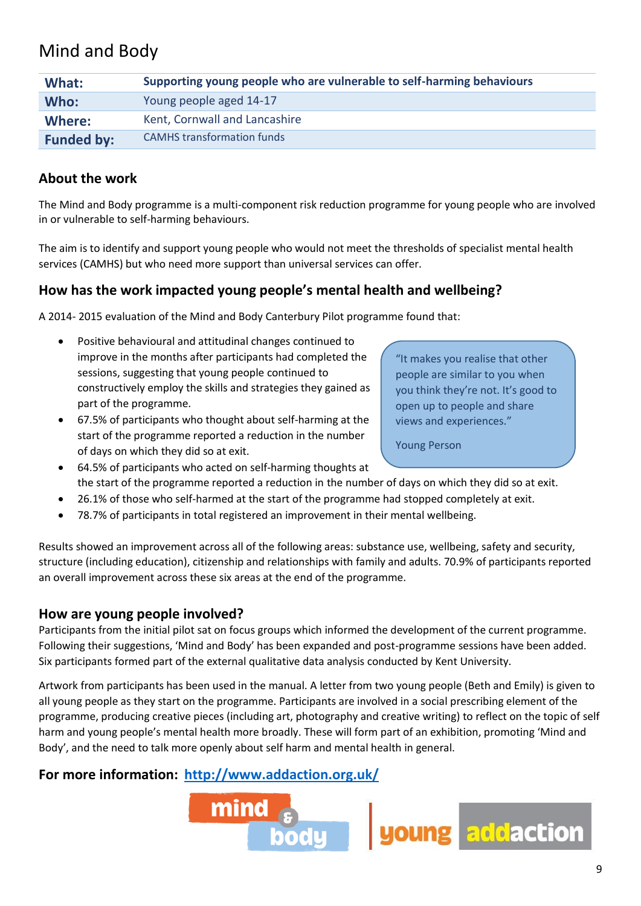# Mind and Body

| What: | Supporting young people who are vulnerable to self-harming behaviours |
|---|---|
| Who: | Young people aged 14-17 |
| Where: | Kent, Cornwall and Lancashire |
| Funded by: | CAMHS transformation funds |

### About the work

The Mind and Body programme is a multi-component risk reduction programme for young people who are involved in or vulnerable to self-harming behaviours.

The aim is to identify and support young people who would not meet the thresholds of specialist mental health services (CAMHS) but who need more support than universal services can offer.

### How has the work impacted young people's mental health and wellbeing?

A 2014- 2015 evaluation of the Mind and Body Canterbury Pilot programme found that:

- Positive behavioural and attitudinal changes continued to improve in the months after participants had completed the sessions, suggesting that young people continued to constructively employ the skills and strategies they gained as part of the programme.
- 67.5% of participants who thought about self-harming at the start of the programme reported a reduction in the number of days on which they did so at exit.
- 64.5% of participants who acted on self-harming thoughts at the start of the programme reported a reduction in the number of days on which they did so at exit.
- 26.1% of those who self-harmed at the start of the programme had stopped completely at exit.
- 78.7% of participants in total registered an improvement in their mental wellbeing.

> "It makes you realise that other people are similar to you when you think they're not. It's good to open up to people and share views and experiences."
>
> Young Person

Results showed an improvement across all of the following areas: substance use, wellbeing, safety and security, structure (including education), citizenship and relationships with family and adults. 70.9% of participants reported an overall improvement across these six areas at the end of the programme.

### How are young people involved?

Participants from the initial pilot sat on focus groups which informed the development of the current programme. Following their suggestions, 'Mind and Body' has been expanded and post-programme sessions have been added. Six participants formed part of the external qualitative data analysis conducted by Kent University.

Artwork from participants has been used in the manual. A letter from two young people (Beth and Emily) is given to all young people as they start on the programme. Participants are involved in a social prescribing element of the programme, producing creative pieces (including art, photography and creative writing) to reflect on the topic of self harm and young people's mental health more broadly. These will form part of an exhibition, promoting 'Mind and Body', and the need to talk more openly about self harm and mental health in general.

**For more information:** http://www.addaction.org.uk/

mind & body | young addaction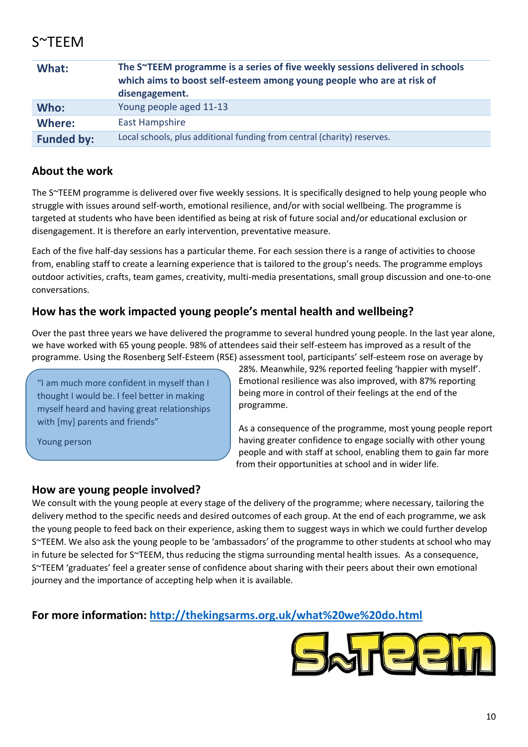# S~TEEM

| What: | The S~TEEM programme is a series of five weekly sessions delivered in schools which aims to boost self-esteem among young people who are at risk of disengagement. |
|---|---|
| Who: | Young people aged 11-13 |
| Where: | East Hampshire |
| Funded by: | Local schools, plus additional funding from central (charity) reserves. |

## About the work

The S~TEEM programme is delivered over five weekly sessions. It is specifically designed to help young people who struggle with issues around self-worth, emotional resilience, and/or with social wellbeing. The programme is targeted at students who have been identified as being at risk of future social and/or educational exclusion or disengagement. It is therefore an early intervention, preventative measure.

Each of the five half-day sessions has a particular theme. For each session there is a range of activities to choose from, enabling staff to create a learning experience that is tailored to the group's needs. The programme employs outdoor activities, crafts, team games, creativity, multi-media presentations, small group discussion and one-to-one conversations.

## How has the work impacted young people's mental health and wellbeing?

Over the past three years we have delivered the programme to several hundred young people. In the last year alone, we have worked with 65 young people. 98% of attendees said their self-esteem has improved as a result of the programme. Using the Rosenberg Self-Esteem (RSE) assessment tool, participants' self-esteem rose on average by 28%. Meanwhile, 92% reported feeling 'happier with myself'. Emotional resilience was also improved, with 87% reporting being more in control of their feelings at the end of the programme.

As a consequence of the programme, most young people report having greater confidence to engage socially with other young people and with staff at school, enabling them to gain far more from their opportunities at school and in wider life.

> "I am much more confident in myself than I thought I would be. I feel better in making myself heard and having great relationships with [my] parents and friends"
>
> Young person

## How are young people involved?

We consult with the young people at every stage of the delivery of the programme; where necessary, tailoring the delivery method to the specific needs and desired outcomes of each group. At the end of each programme, we ask the young people to feed back on their experience, asking them to suggest ways in which we could further develop S~TEEM. We also ask the young people to be 'ambassadors' of the programme to other students at school who may in future be selected for S~TEEM, thus reducing the stigma surrounding mental health issues. As a consequence, S~TEEM 'graduates' feel a greater sense of confidence about sharing with their peers about their own emotional journey and the importance of accepting help when it is available.

**For more information: [http://thekingsarms.org.uk/what%20we%20do.html](http://thekingsarms.org.uk/what%20we%20do.html)**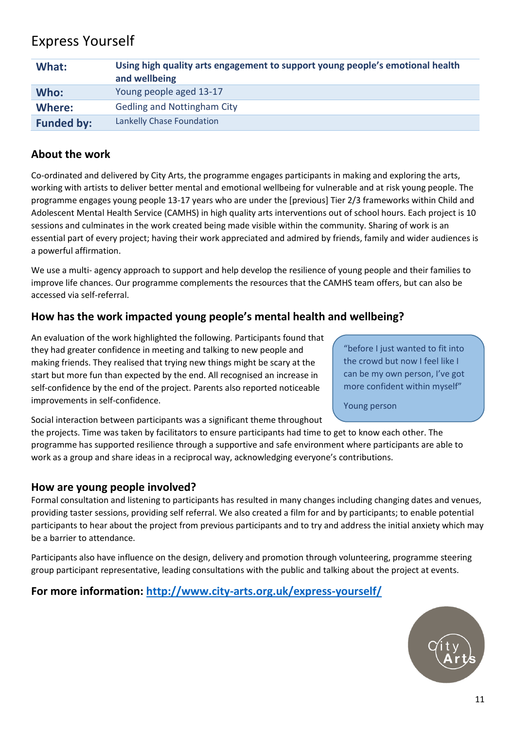# Express Yourself

| What: | **Using high quality arts engagement to support young people's emotional health and wellbeing** |
|---|---|
| **Who:** | Young people aged 13-17 |
| **Where:** | Gedling and Nottingham City |
| **Funded by:** | Lankelly Chase Foundation |

## About the work

Co-ordinated and delivered by City Arts, the programme engages participants in making and exploring the arts, working with artists to deliver better mental and emotional wellbeing for vulnerable and at risk young people. The programme engages young people 13-17 years who are under the [previous] Tier 2/3 frameworks within Child and Adolescent Mental Health Service (CAMHS) in high quality arts interventions out of school hours. Each project is 10 sessions and culminates in the work created being made visible within the community. Sharing of work is an essential part of every project; having their work appreciated and admired by friends, family and wider audiences is a powerful affirmation.

We use a multi- agency approach to support and help develop the resilience of young people and their families to improve life chances. Our programme complements the resources that the CAMHS team offers, but can also be accessed via self-referral.

## How has the work impacted young people's mental health and wellbeing?

An evaluation of the work highlighted the following. Participants found that they had greater confidence in meeting and talking to new people and making friends. They realised that trying new things might be scary at the start but more fun than expected by the end. All recognised an increase in self-confidence by the end of the project. Parents also reported noticeable improvements in self-confidence.

> "before I just wanted to fit into the crowd but now I feel like I can be my own person, I've got more confident within myself"
>
> Young person

Social interaction between participants was a significant theme throughout the projects. Time was taken by facilitators to ensure participants had time to get to know each other. The programme has supported resilience through a supportive and safe environment where participants are able to work as a group and share ideas in a reciprocal way, acknowledging everyone's contributions.

## How are young people involved?

Formal consultation and listening to participants has resulted in many changes including changing dates and venues, providing taster sessions, providing self referral. We also created a film for and by participants; to enable potential participants to hear about the project from previous participants and to try and address the initial anxiety which may be a barrier to attendance.

Participants also have influence on the design, delivery and promotion through volunteering, programme steering group participant representative, leading consultations with the public and talking about the project at events.

## For more information: [http://www.city-arts.org.uk/express-yourself/](http://www.city-arts.org.uk/express-yourself/)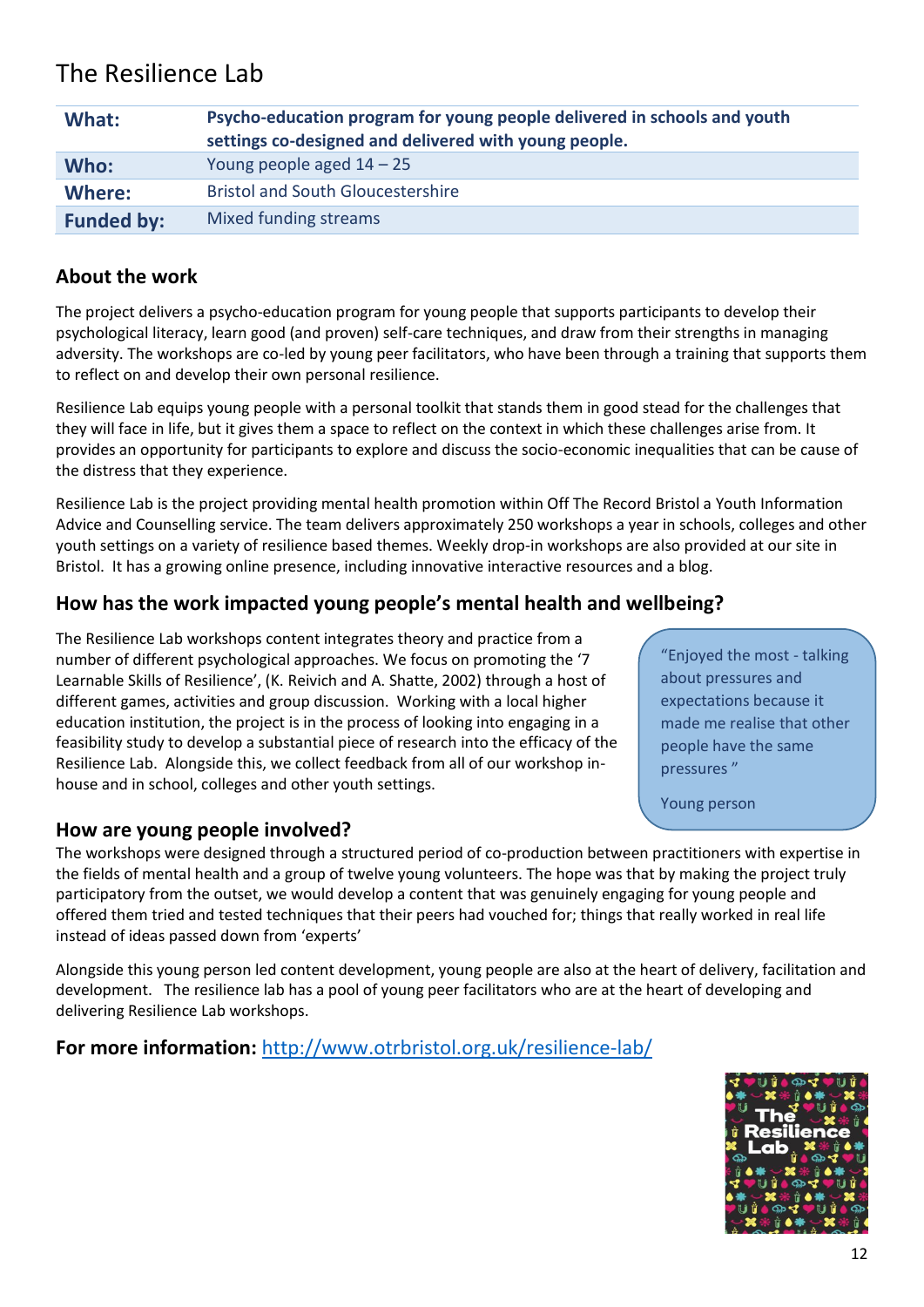# The Resilience Lab

| | |
|---|---|
| **What:** | **Psycho-education program for young people delivered in schools and youth settings co-designed and delivered with young people.** |
| **Who:** | Young people aged 14 – 25 |
| **Where:** | Bristol and South Gloucestershire |
| **Funded by:** | Mixed funding streams |

## About the work

The project delivers a psycho-education program for young people that supports participants to develop their psychological literacy, learn good (and proven) self-care techniques, and draw from their strengths in managing adversity. The workshops are co-led by young peer facilitators, who have been through a training that supports them to reflect on and develop their own personal resilience.

Resilience Lab equips young people with a personal toolkit that stands them in good stead for the challenges that they will face in life, but it gives them a space to reflect on the context in which these challenges arise from. It provides an opportunity for participants to explore and discuss the socio-economic inequalities that can be cause of the distress that they experience.

Resilience Lab is the project providing mental health promotion within Off The Record Bristol a Youth Information Advice and Counselling service. The team delivers approximately 250 workshops a year in schools, colleges and other youth settings on a variety of resilience based themes. Weekly drop-in workshops are also provided at our site in Bristol. It has a growing online presence, including innovative interactive resources and a blog.

## How has the work impacted young people's mental health and wellbeing?

The Resilience Lab workshops content integrates theory and practice from a number of different psychological approaches. We focus on promoting the '7 Learnable Skills of Resilience', (K. Reivich and A. Shatte, 2002) through a host of different games, activities and group discussion. Working with a local higher education institution, the project is in the process of looking into engaging in a feasibility study to develop a substantial piece of research into the efficacy of the Resilience Lab. Alongside this, we collect feedback from all of our workshop in-house and in school, colleges and other youth settings.

> "Enjoyed the most - talking about pressures and expectations because it made me realise that other people have the same pressures "
>
> Young person

## How are young people involved?

The workshops were designed through a structured period of co-production between practitioners with expertise in the fields of mental health and a group of twelve young volunteers. The hope was that by making the project truly participatory from the outset, we would develop a content that was genuinely engaging for young people and offered them tried and tested techniques that their peers had vouched for; things that really worked in real life instead of ideas passed down from 'experts'

Alongside this young person led content development, young people are also at the heart of delivery, facilitation and development. The resilience lab has a pool of young peer facilitators who are at the heart of developing and delivering Resilience Lab workshops.

## For more information: http://www.otrbristol.org.uk/resilience-lab/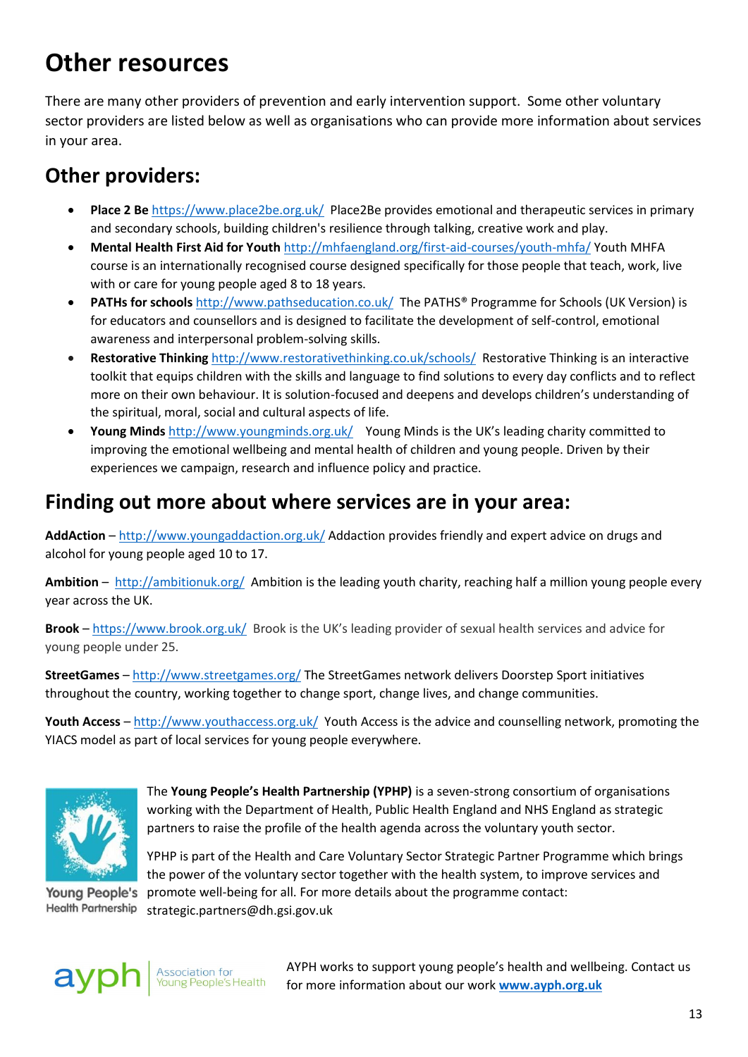# Other resources

There are many other providers of prevention and early intervention support. Some other voluntary sector providers are listed below as well as organisations who can provide more information about services in your area.

## Other providers:

- **Place 2 Be** https://www.place2be.org.uk/ Place2Be provides emotional and therapeutic services in primary and secondary schools, building children's resilience through talking, creative work and play.
- **Mental Health First Aid for Youth** http://mhfaengland.org/first-aid-courses/youth-mhfa/ Youth MHFA course is an internationally recognised course designed specifically for those people that teach, work, live with or care for young people aged 8 to 18 years.
- **PATHs for schools** http://www.pathseducation.co.uk/ The PATHS® Programme for Schools (UK Version) is for educators and counsellors and is designed to facilitate the development of self-control, emotional awareness and interpersonal problem-solving skills.
- **Restorative Thinking** http://www.restorativethinking.co.uk/schools/ Restorative Thinking is an interactive toolkit that equips children with the skills and language to find solutions to every day conflicts and to reflect more on their own behaviour. It is solution-focused and deepens and develops children's understanding of the spiritual, moral, social and cultural aspects of life.
- **Young Minds** http://www.youngminds.org.uk/ Young Minds is the UK's leading charity committed to improving the emotional wellbeing and mental health of children and young people. Driven by their experiences we campaign, research and influence policy and practice.

## Finding out more about where services are in your area:

**AddAction** – http://www.youngaddaction.org.uk/ Addaction provides friendly and expert advice on drugs and alcohol for young people aged 10 to 17.

**Ambition** – http://ambitionuk.org/ Ambition is the leading youth charity, reaching half a million young people every year across the UK.

**Brook** – https://www.brook.org.uk/ Brook is the UK's leading provider of sexual health services and advice for young people under 25.

**StreetGames** – http://www.streetgames.org/ The StreetGames network delivers Doorstep Sport initiatives throughout the country, working together to change sport, change lives, and change communities.

**Youth Access** – http://www.youthaccess.org.uk/ Youth Access is the advice and counselling network, promoting the YIACS model as part of local services for young people everywhere.

Young People's Health Partnership

The **Young People's Health Partnership (YPHP)** is a seven-strong consortium of organisations working with the Department of Health, Public Health England and NHS England as strategic partners to raise the profile of the health agenda across the voluntary youth sector.

YPHP is part of the Health and Care Voluntary Sector Strategic Partner Programme which brings the power of the voluntary sector together with the health system, to improve services and promote well-being for all. For more details about the programme contact: strategic.partners@dh.gsi.gov.uk

ayph Association for Young People's Health

AYPH works to support young people's health and wellbeing. Contact us for more information about our work **www.ayph.org.uk**